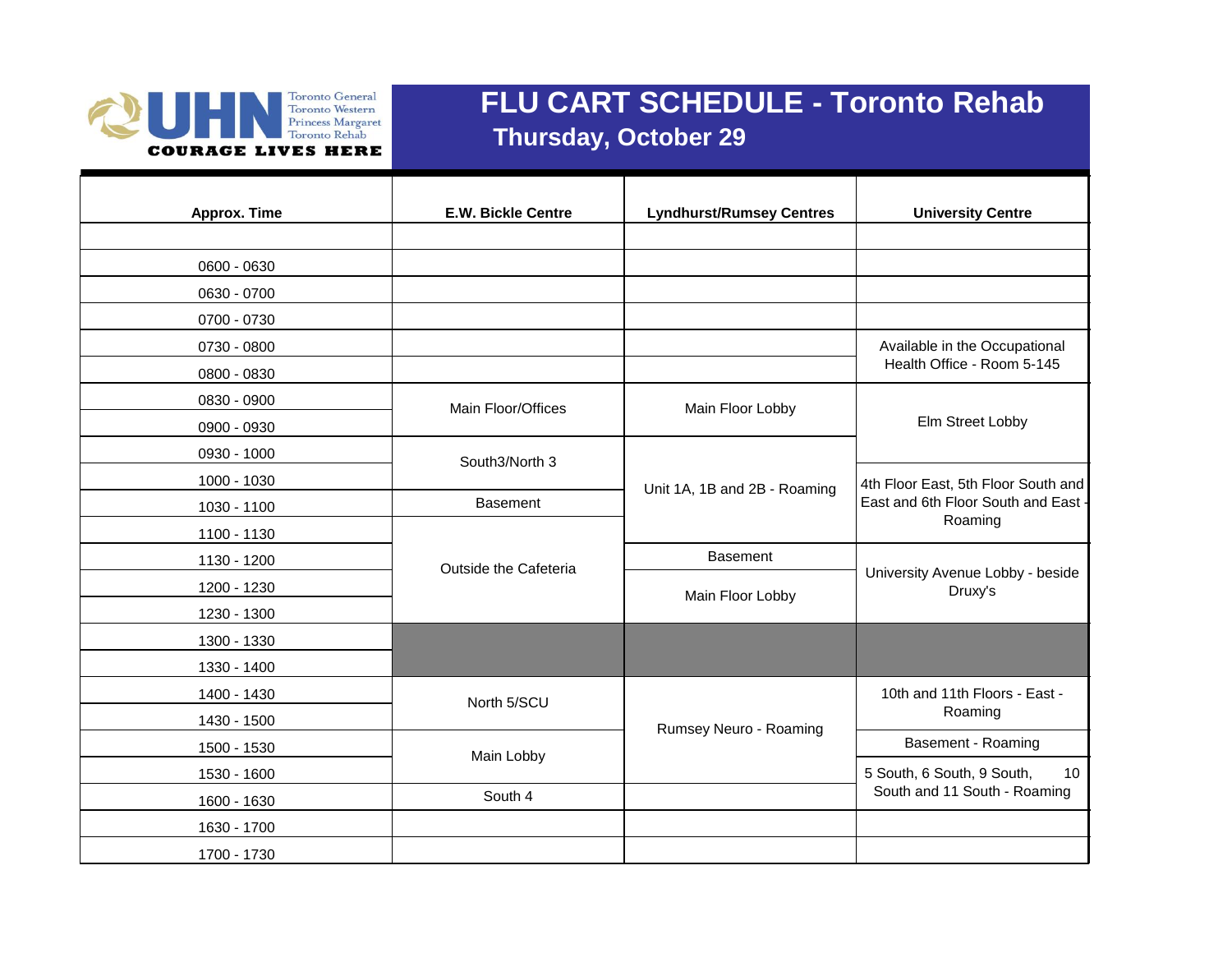UHN — Toronto General, Toronto Western, Princess Margaret, Toronto Rehab — COURAGE LIVES HERE

# FLU CART SCHEDULE - Toronto Rehab

## Thursday, October 29

| Approx. Time | E.W. Bickle Centre | Lyndhurst/Rumsey Centres | University Centre |
|---|---|---|---|
| | | | |
| 0600 - 0630 | | | |
| 0630 - 0700 | | | |
| 0700 - 0730 | | | |
| 0730 - 0800 | | | Available in the Occupational Health Office - Room 5-145 |
| 0800 - 0830 | | | |
| 0830 - 0900 | Main Floor/Offices | Main Floor Lobby | Elm Street Lobby |
| 0900 - 0930 | | | |
| 0930 - 1000 | South3/North 3 | Unit 1A, 1B and 2B - Roaming | |
| 1000 - 1030 | | | 4th Floor East, 5th Floor South and East and 6th Floor South and East - Roaming |
| 1030 - 1100 | Basement | | |
| 1100 - 1130 | Outside the Cafeteria | | |
| 1130 - 1200 | | Basement | University Avenue Lobby - beside Druxy's |
| 1200 - 1230 | | Main Floor Lobby | |
| 1230 - 1300 | | | |
| 1300 - 1330 | | | |
| 1330 - 1400 | | | |
| 1400 - 1430 | North 5/SCU | Rumsey Neuro - Roaming | 10th and 11th Floors - East - Roaming |
| 1430 - 1500 | | | |
| 1500 - 1530 | Main Lobby | | Basement - Roaming |
| 1530 - 1600 | | | 5 South, 6 South, 9 South, 10 South and 11 South - Roaming |
| 1600 - 1630 | South 4 | | |
| 1630 - 1700 | | | |
| 1700 - 1730 | | | |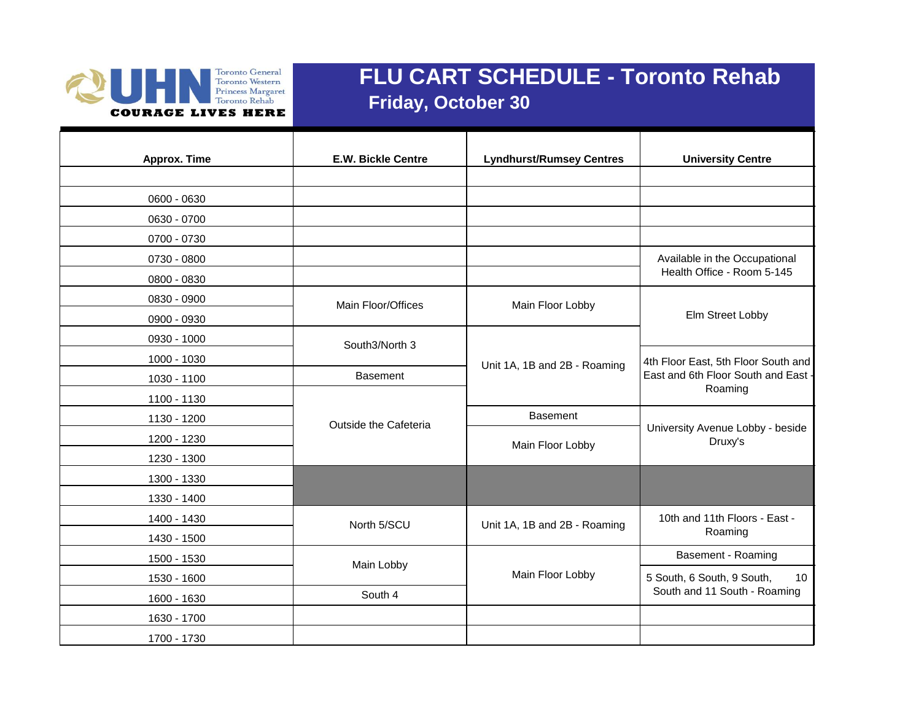# FLU CART SCHEDULE - Toronto Rehab

## Friday, October 30

| Approx. Time | E.W. Bickle Centre | Lyndhurst/Rumsey Centres | University Centre |
|---|---|---|---|
| | | | |
| 0600 - 0630 | | | |
| 0630 - 0700 | | | |
| 0700 - 0730 | | | |
| 0730 - 0800 | | | Available in the Occupational Health Office - Room 5-145 |
| 0800 - 0830 | | | |
| 0830 - 0900 | Main Floor/Offices | Main Floor Lobby | Elm Street Lobby |
| 0900 - 0930 | | | |
| 0930 - 1000 | South3/North 3 | Unit 1A, 1B and 2B - Roaming | |
| 1000 - 1030 | | | 4th Floor East, 5th Floor South and East and 6th Floor South and East - Roaming |
| 1030 - 1100 | Basement | | |
| 1100 - 1130 | Outside the Cafeteria | | |
| 1130 - 1200 | | Basement | University Avenue Lobby - beside Druxy's |
| 1200 - 1230 | | Main Floor Lobby | |
| 1230 - 1300 | | | |
| 1300 - 1330 | | | |
| 1330 - 1400 | | | |
| 1400 - 1430 | North 5/SCU | Unit 1A, 1B and 2B - Roaming | 10th and 11th Floors - East - Roaming |
| 1430 - 1500 | | | |
| 1500 - 1530 | Main Lobby | Main Floor Lobby | Basement - Roaming |
| 1530 - 1600 | | | 5 South, 6 South, 9 South, 10 South and 11 South - Roaming |
| 1600 - 1630 | South 4 | | |
| 1630 - 1700 | | | |
| 1700 - 1730 | | | |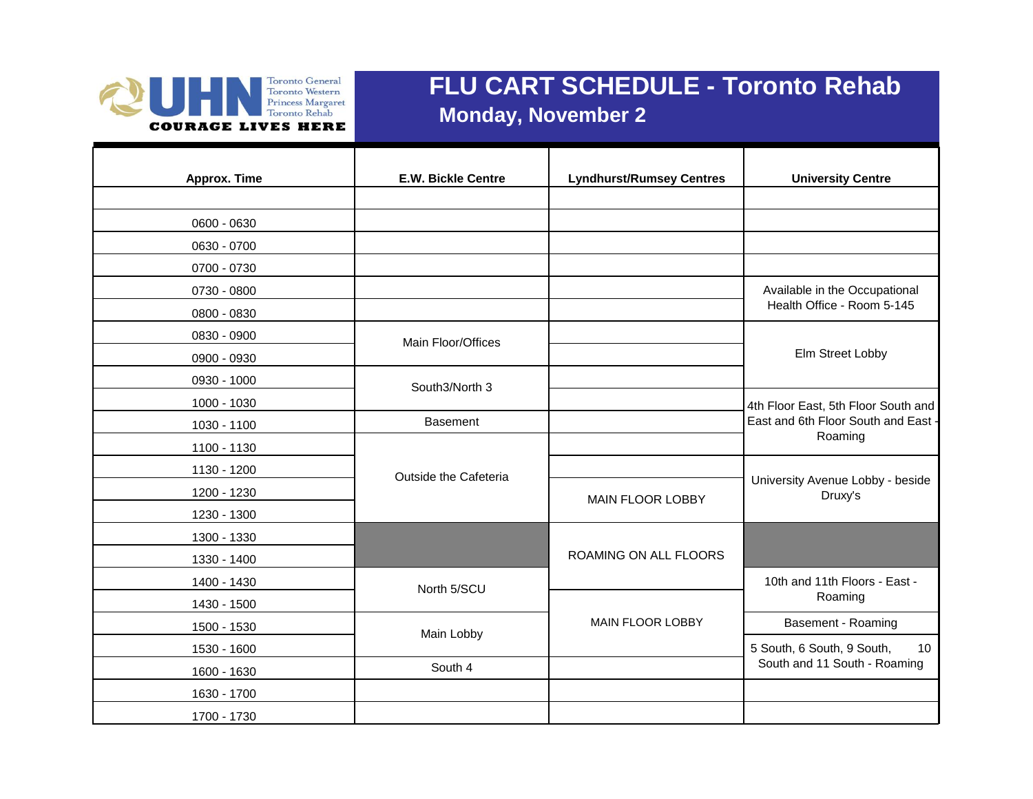# FLU CART SCHEDULE - Toronto Rehab

## Monday, November 2

| Approx. Time | E.W. Bickle Centre | Lyndhurst/Rumsey Centres | University Centre |
|---|---|---|---|
| | | | |
| 0600 - 0630 | | | |
| 0630 - 0700 | | | |
| 0700 - 0730 | | | |
| 0730 - 0800 | | | Available in the Occupational Health Office - Room 5-145 |
| 0800 - 0830 | | | |
| 0830 - 0900 | Main Floor/Offices | | Elm Street Lobby |
| 0900 - 0930 | | | |
| 0930 - 1000 | South3/North 3 | | |
| 1000 - 1030 | | | 4th Floor East, 5th Floor South and East and 6th Floor South and East - Roaming |
| 1030 - 1100 | Basement | | |
| 1100 - 1130 | Outside the Cafeteria | | |
| 1130 - 1200 | | | University Avenue Lobby - beside Druxy's |
| 1200 - 1230 | | MAIN FLOOR LOBBY | |
| 1230 - 1300 | | | |
| 1300 - 1330 | | ROAMING ON ALL FLOORS | |
| 1330 - 1400 | | | |
| 1400 - 1430 | North 5/SCU | | 10th and 11th Floors - East - Roaming |
| 1430 - 1500 | | MAIN FLOOR LOBBY | |
| 1500 - 1530 | Main Lobby | | Basement - Roaming |
| 1530 - 1600 | | | 5 South, 6 South, 9 South, 10 South and 11 South - Roaming |
| 1600 - 1630 | South 4 | | |
| 1630 - 1700 | | | |
| 1700 - 1730 | | | |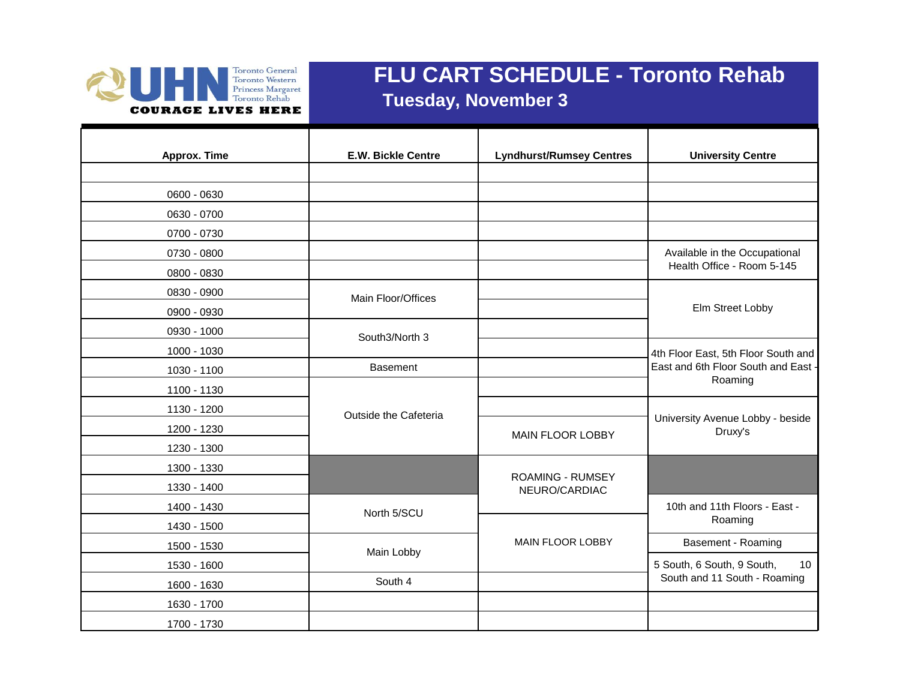# FLU CART SCHEDULE - Toronto Rehab

## Tuesday, November 3

| Approx. Time | E.W. Bickle Centre | Lyndhurst/Rumsey Centres | University Centre |
|---|---|---|---|
| | | | |
| 0600 - 0630 | | | |
| 0630 - 0700 | | | |
| 0700 - 0730 | | | |
| 0730 - 0800 | | | Available in the Occupational Health Office - Room 5-145 |
| 0800 - 0830 | | | |
| 0830 - 0900 | Main Floor/Offices | | Elm Street Lobby |
| 0900 - 0930 | | | |
| 0930 - 1000 | South3/North 3 | | |
| 1000 - 1030 | | | 4th Floor East, 5th Floor South and East and 6th Floor South and East - Roaming |
| 1030 - 1100 | Basement | | |
| 1100 - 1130 | Outside the Cafeteria | | |
| 1130 - 1200 | | | University Avenue Lobby - beside Druxy's |
| 1200 - 1230 | | MAIN FLOOR LOBBY | |
| 1230 - 1300 | | | |
| 1300 - 1330 | | ROAMING - RUMSEY NEURO/CARDIAC | |
| 1330 - 1400 | | | |
| 1400 - 1430 | North 5/SCU | | 10th and 11th Floors - East - Roaming |
| 1430 - 1500 | | MAIN FLOOR LOBBY | |
| 1500 - 1530 | Main Lobby | | Basement - Roaming |
| 1530 - 1600 | | | 5 South, 6 South, 9 South, 10 South and 11 South - Roaming |
| 1600 - 1630 | South 4 | | |
| 1630 - 1700 | | | |
| 1700 - 1730 | | | |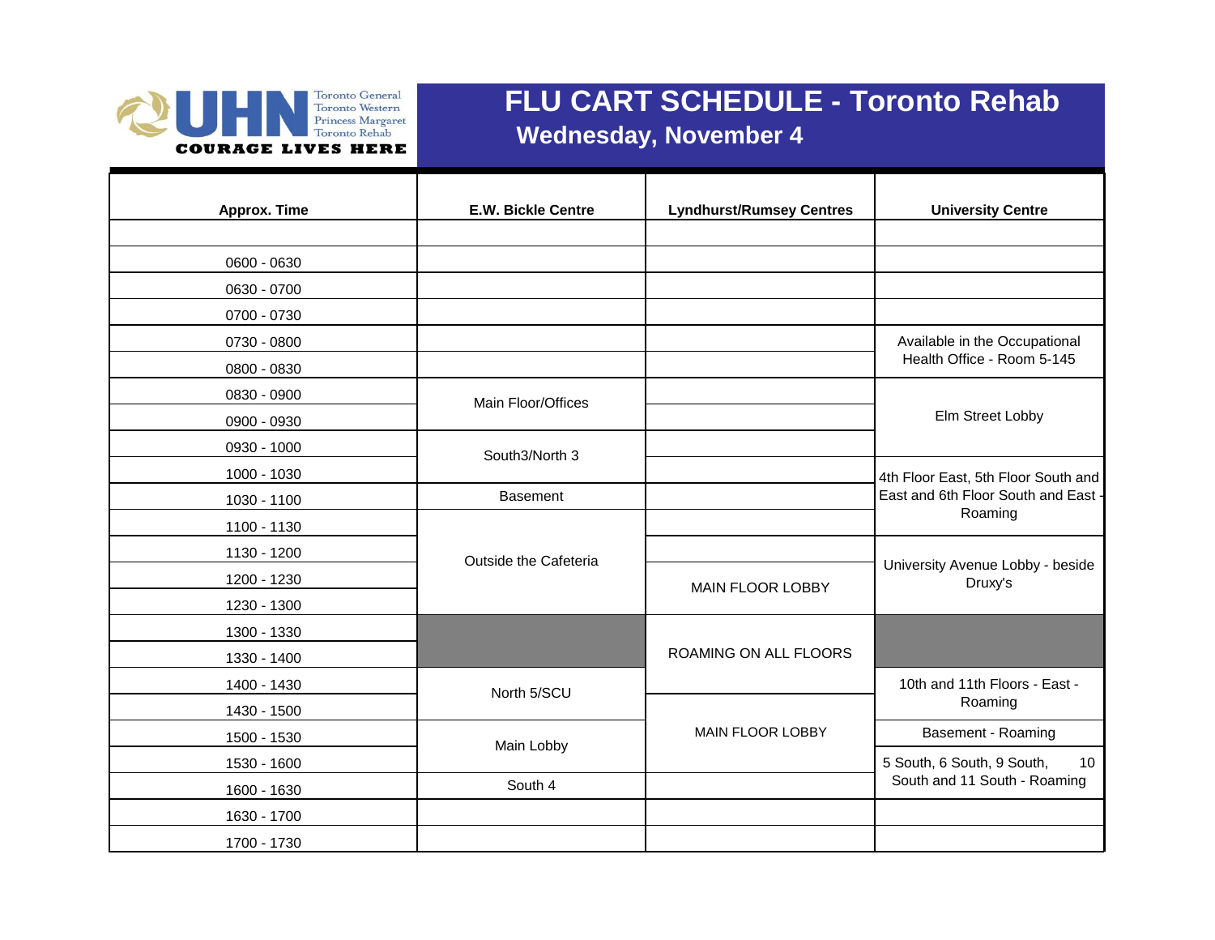UHN — Toronto General, Toronto Western, Princess Margaret, Toronto Rehab — COURAGE LIVES HERE

# FLU CART SCHEDULE - Toronto Rehab

## Wednesday, November 4

| Approx. Time | E.W. Bickle Centre | Lyndhurst/Rumsey Centres | University Centre |
|---|---|---|---|
| | | | |
| 0600 - 0630 | | | |
| 0630 - 0700 | | | |
| 0700 - 0730 | | | |
| 0730 - 0800 | | | Available in the Occupational Health Office - Room 5-145 |
| 0800 - 0830 | | | |
| 0830 - 0900 | Main Floor/Offices | | Elm Street Lobby |
| 0900 - 0930 | | | |
| 0930 - 1000 | South3/North 3 | | |
| 1000 - 1030 | | | 4th Floor East, 5th Floor South and East and 6th Floor South and East - Roaming |
| 1030 - 1100 | Basement | | |
| 1100 - 1130 | Outside the Cafeteria | | |
| 1130 - 1200 | | | University Avenue Lobby - beside Druxy's |
| 1200 - 1230 | | MAIN FLOOR LOBBY | |
| 1230 - 1300 | | | |
| 1300 - 1330 | | ROAMING ON ALL FLOORS | |
| 1330 - 1400 | | | |
| 1400 - 1430 | North 5/SCU | | 10th and 11th Floors - East - Roaming |
| 1430 - 1500 | | MAIN FLOOR LOBBY | |
| 1500 - 1530 | Main Lobby | | Basement - Roaming |
| 1530 - 1600 | | | 5 South, 6 South, 9 South, 10 South and 11 South - Roaming |
| 1600 - 1630 | South 4 | | |
| 1630 - 1700 | | | |
| 1700 - 1730 | | | |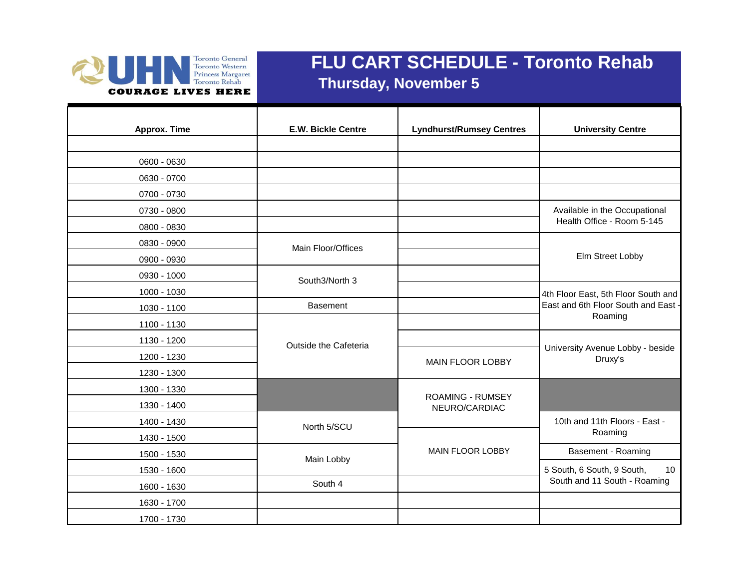UHN Toronto General Toronto Western Princess Margaret Toronto Rehab
COURAGE LIVES HERE

# FLU CART SCHEDULE - Toronto Rehab

## Thursday, November 5

| Approx. Time | E.W. Bickle Centre | Lyndhurst/Rumsey Centres | University Centre |
|---|---|---|---|
| | | | |
| 0600 - 0630 | | | |
| 0630 - 0700 | | | |
| 0700 - 0730 | | | |
| 0730 - 0800 | | | Available in the Occupational Health Office - Room 5-145 |
| 0800 - 0830 | | | |
| 0830 - 0900 | Main Floor/Offices | | Elm Street Lobby |
| 0900 - 0930 | | | |
| 0930 - 1000 | South3/North 3 | | |
| 1000 - 1030 | | | 4th Floor East, 5th Floor South and East and 6th Floor South and East - Roaming |
| 1030 - 1100 | Basement | | |
| 1100 - 1130 | Outside the Cafeteria | | |
| 1130 - 1200 | | | University Avenue Lobby - beside Druxy's |
| 1200 - 1230 | | MAIN FLOOR LOBBY | |
| 1230 - 1300 | | | |
| 1300 - 1330 | | ROAMING - RUMSEY NEURO/CARDIAC | |
| 1330 - 1400 | | | |
| 1400 - 1430 | North 5/SCU | | 10th and 11th Floors - East - Roaming |
| 1430 - 1500 | | MAIN FLOOR LOBBY | |
| 1500 - 1530 | Main Lobby | | Basement - Roaming |
| 1530 - 1600 | | | 5 South, 6 South, 9 South, 10 South and 11 South - Roaming |
| 1600 - 1630 | South 4 | | |
| 1630 - 1700 | | | |
| 1700 - 1730 | | | |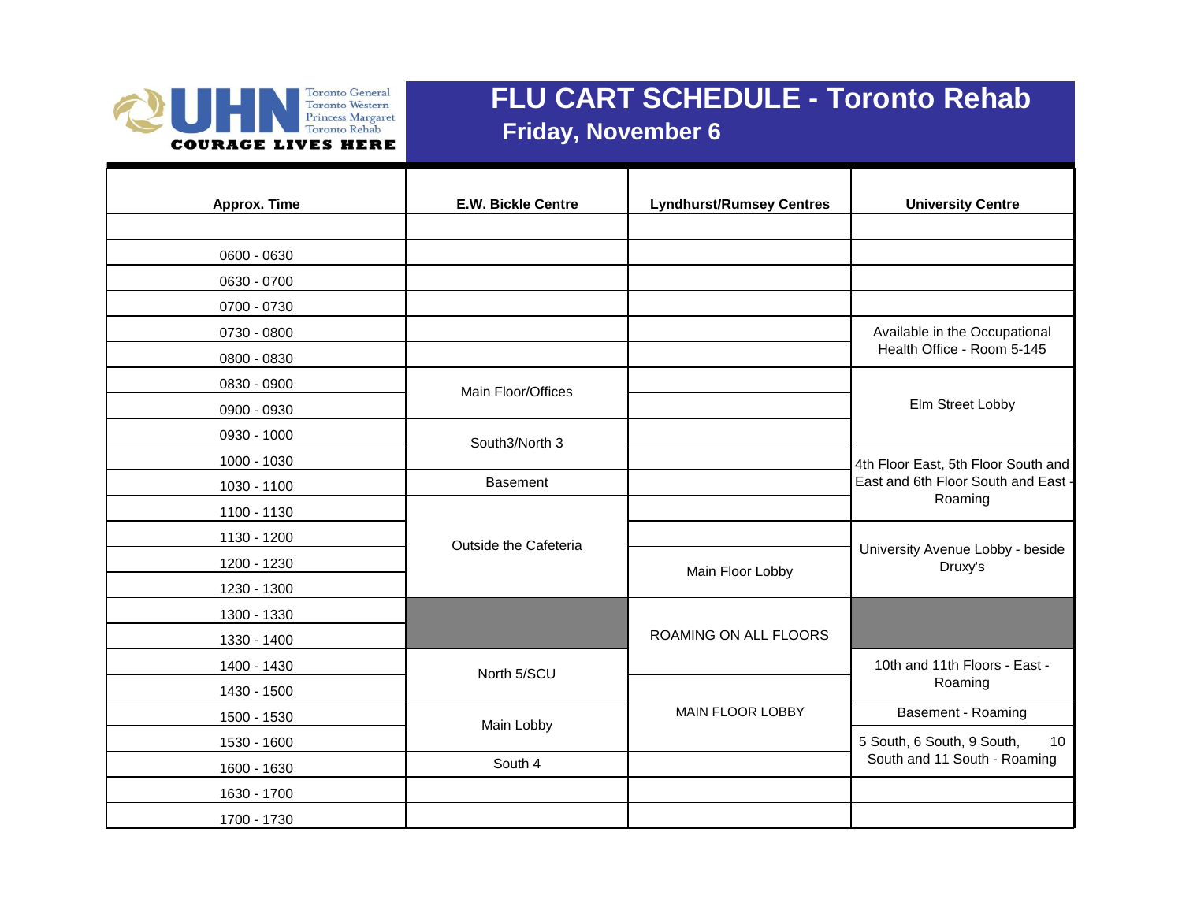# FLU CART SCHEDULE - Toronto Rehab

## Friday, November 6

| Approx. Time | E.W. Bickle Centre | Lyndhurst/Rumsey Centres | University Centre |
|---|---|---|---|
| | | | |
| 0600 - 0630 | | | |
| 0630 - 0700 | | | |
| 0700 - 0730 | | | |
| 0730 - 0800 | | | Available in the Occupational Health Office - Room 5-145 |
| 0800 - 0830 | | | |
| 0830 - 0900 | Main Floor/Offices | | Elm Street Lobby |
| 0900 - 0930 | | | |
| 0930 - 1000 | South3/North 3 | | |
| 1000 - 1030 | | | 4th Floor East, 5th Floor South and East and 6th Floor South and East - Roaming |
| 1030 - 1100 | Basement | | |
| 1100 - 1130 | Outside the Cafeteria | | |
| 1130 - 1200 | | | University Avenue Lobby - beside Druxy's |
| 1200 - 1230 | | Main Floor Lobby | |
| 1230 - 1300 | | | |
| 1300 - 1330 | | ROAMING ON ALL FLOORS | |
| 1330 - 1400 | | | |
| 1400 - 1430 | North 5/SCU | | 10th and 11th Floors - East - Roaming |
| 1430 - 1500 | | MAIN FLOOR LOBBY | |
| 1500 - 1530 | Main Lobby | | Basement - Roaming |
| 1530 - 1600 | | | 5 South, 6 South, 9 South, 10 South and 11 South - Roaming |
| 1600 - 1630 | South 4 | | |
| 1630 - 1700 | | | |
| 1700 - 1730 | | | |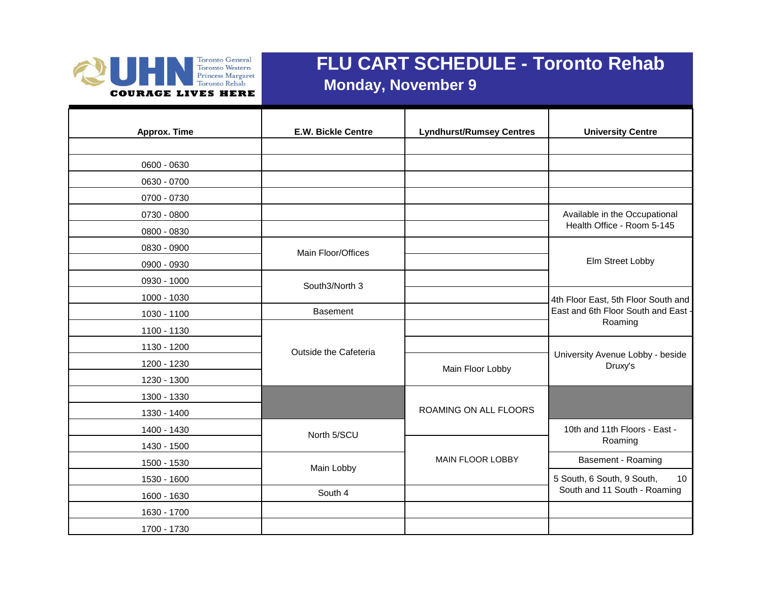UHN Toronto General Toronto Western Princess Margaret Toronto Rehab COURAGE LIVES HERE

# FLU CART SCHEDULE - Toronto Rehab

## Monday, November 9

| Approx. Time | E.W. Bickle Centre | Lyndhurst/Rumsey Centres | University Centre |
|---|---|---|---|
| | | | |
| 0600 - 0630 | | | |
| 0630 - 0700 | | | |
| 0700 - 0730 | | | |
| 0730 - 0800 | | | Available in the Occupational Health Office - Room 5-145 |
| 0800 - 0830 | | | |
| 0830 - 0900 | Main Floor/Offices | | Elm Street Lobby |
| 0900 - 0930 | | | |
| 0930 - 1000 | South3/North 3 | | |
| 1000 - 1030 | | | 4th Floor East, 5th Floor South and East and 6th Floor South and East - Roaming |
| 1030 - 1100 | Basement | | |
| 1100 - 1130 | Outside the Cafeteria | | |
| 1130 - 1200 | | | University Avenue Lobby - beside Druxy's |
| 1200 - 1230 | | Main Floor Lobby | |
| 1230 - 1300 | | | |
| 1300 - 1330 | | ROAMING ON ALL FLOORS | |
| 1330 - 1400 | | | |
| 1400 - 1430 | North 5/SCU | | 10th and 11th Floors - East - Roaming |
| 1430 - 1500 | | MAIN FLOOR LOBBY | |
| 1500 - 1530 | Main Lobby | | Basement - Roaming |
| 1530 - 1600 | | | 5 South, 6 South, 9 South, 10 South and 11 South - Roaming |
| 1600 - 1630 | South 4 | | |
| 1630 - 1700 | | | |
| 1700 - 1730 | | | |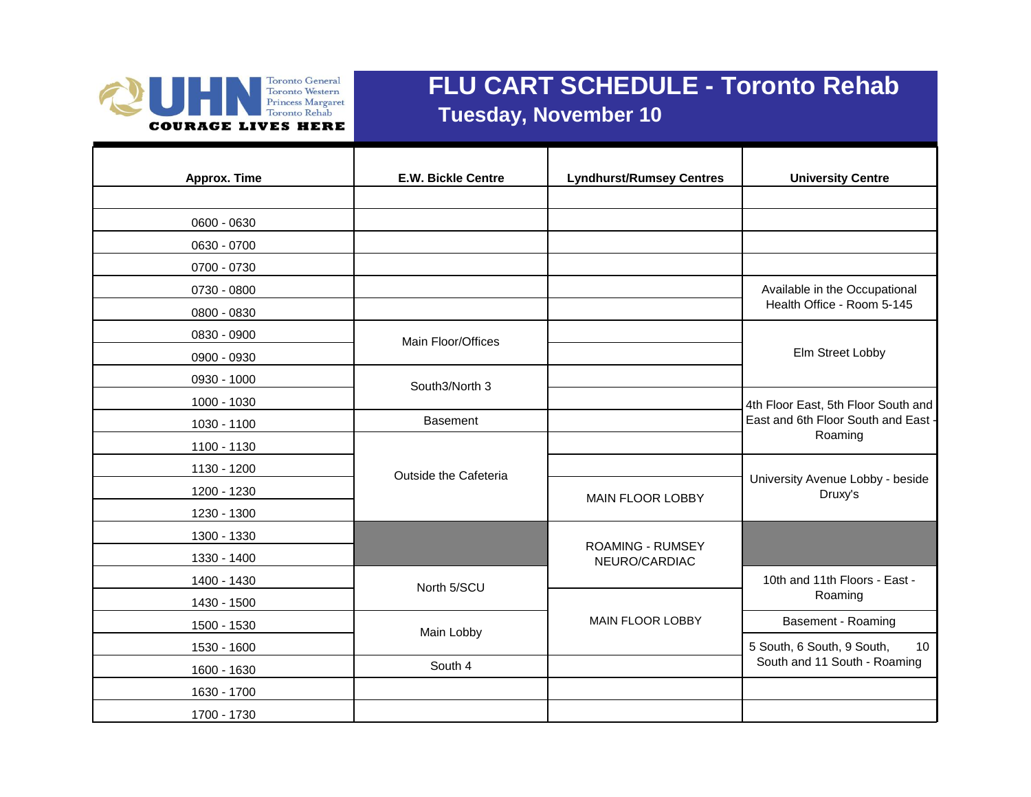# FLU CART SCHEDULE - Toronto Rehab

## Tuesday, November 10

| Approx. Time | E.W. Bickle Centre | Lyndhurst/Rumsey Centres | University Centre |
|---|---|---|---|
| | | | |
| 0600 - 0630 | | | |
| 0630 - 0700 | | | |
| 0700 - 0730 | | | |
| 0730 - 0800 | | | Available in the Occupational Health Office - Room 5-145 |
| 0800 - 0830 | | | Available in the Occupational Health Office - Room 5-145 |
| 0830 - 0900 | Main Floor/Offices | | Elm Street Lobby |
| 0900 - 0930 | Main Floor/Offices | | Elm Street Lobby |
| 0930 - 1000 | South3/North 3 | | Elm Street Lobby |
| 1000 - 1030 | South3/North 3 | | 4th Floor East, 5th Floor South and East and 6th Floor South and East - Roaming |
| 1030 - 1100 | Basement | | 4th Floor East, 5th Floor South and East and 6th Floor South and East - Roaming |
| 1100 - 1130 | Outside the Cafeteria | | 4th Floor East, 5th Floor South and East and 6th Floor South and East - Roaming |
| 1130 - 1200 | Outside the Cafeteria | | University Avenue Lobby - beside Druxy's |
| 1200 - 1230 | Outside the Cafeteria | MAIN FLOOR LOBBY | University Avenue Lobby - beside Druxy's |
| 1230 - 1300 | Outside the Cafeteria | MAIN FLOOR LOBBY | University Avenue Lobby - beside Druxy's |
| 1300 - 1330 | | ROAMING - RUMSEY NEURO/CARDIAC | |
| 1330 - 1400 | | ROAMING - RUMSEY NEURO/CARDIAC | |
| 1400 - 1430 | North 5/SCU | ROAMING - RUMSEY NEURO/CARDIAC | 10th and 11th Floors - East - Roaming |
| 1430 - 1500 | North 5/SCU | MAIN FLOOR LOBBY | 10th and 11th Floors - East - Roaming |
| 1500 - 1530 | Main Lobby | MAIN FLOOR LOBBY | Basement - Roaming |
| 1530 - 1600 | Main Lobby | MAIN FLOOR LOBBY | 5 South, 6 South, 9 South, 10 South and 11 South - Roaming |
| 1600 - 1630 | South 4 | | 5 South, 6 South, 9 South, 10 South and 11 South - Roaming |
| 1630 - 1700 | | | |
| 1700 - 1730 | | | |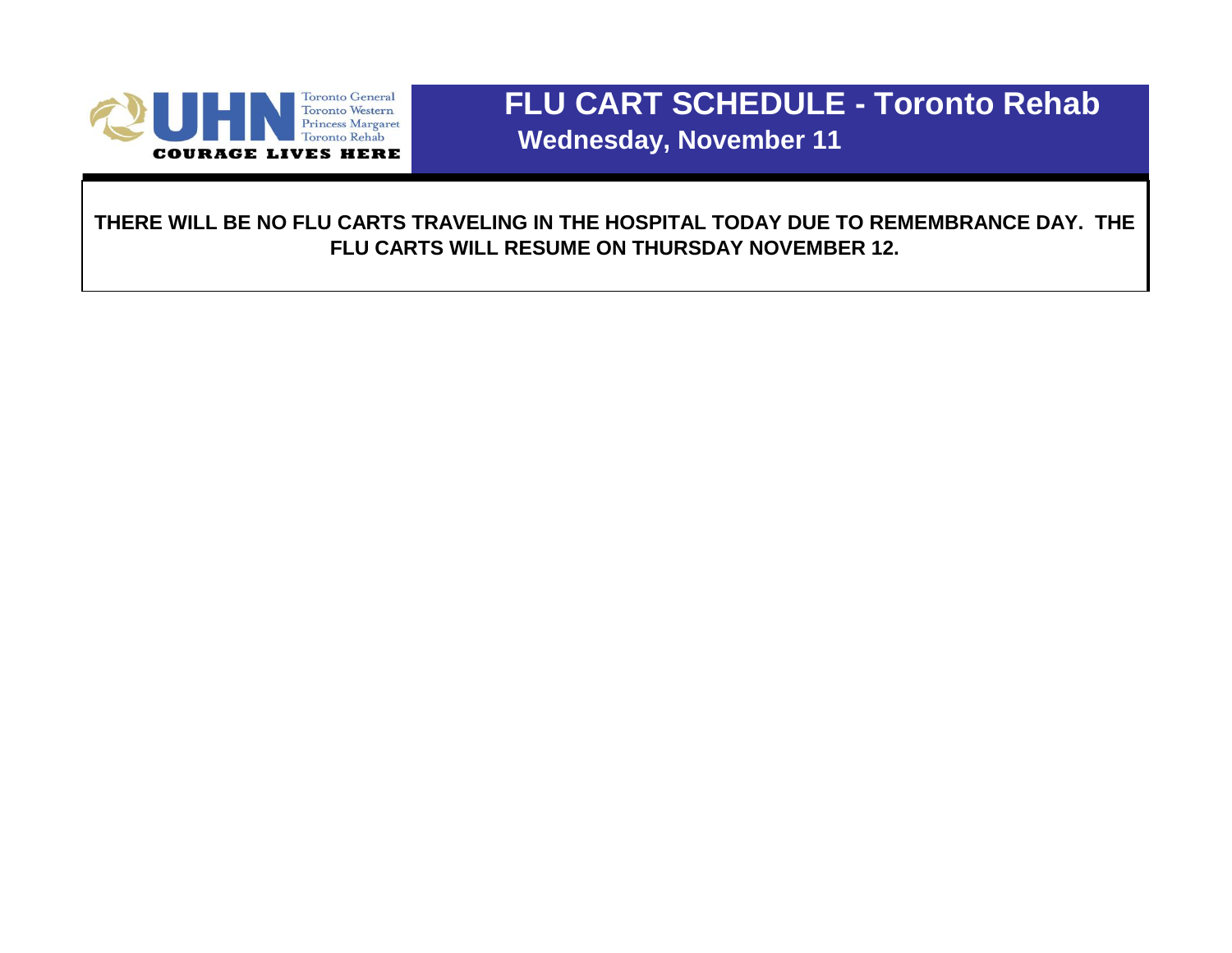UHN — Toronto General, Toronto Western, Princess Margaret, Toronto Rehab — COURAGE LIVES HERE

# FLU CART SCHEDULE - Toronto Rehab

## Wednesday, November 11

**THERE WILL BE NO FLU CARTS TRAVELING IN THE HOSPITAL TODAY DUE TO REMEMBRANCE DAY. THE FLU CARTS WILL RESUME ON THURSDAY NOVEMBER 12.**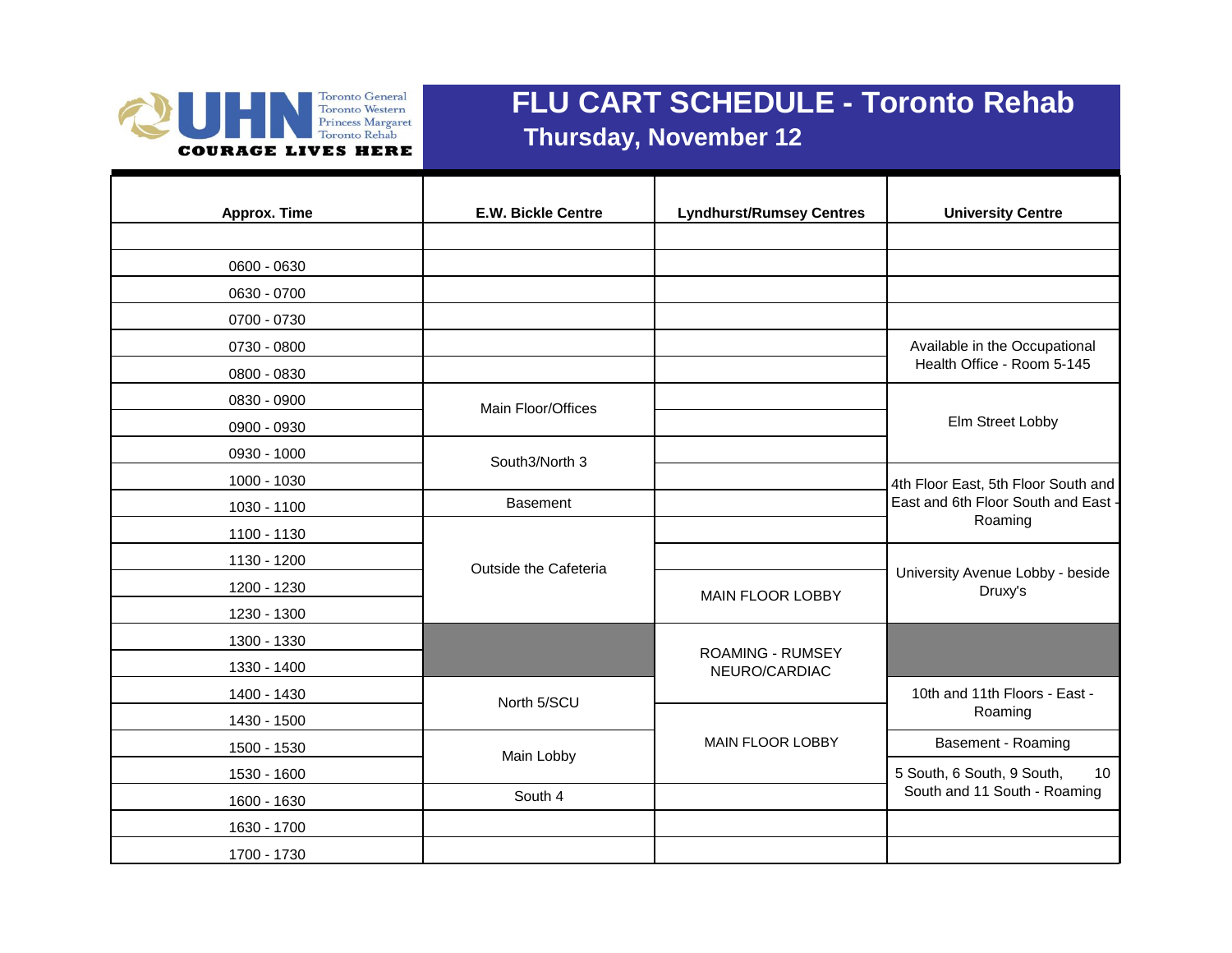# FLU CART SCHEDULE - Toronto Rehab

## Thursday, November 12

| Approx. Time | E.W. Bickle Centre | Lyndhurst/Rumsey Centres | University Centre |
|---|---|---|---|
| | | | |
| 0600 - 0630 | | | |
| 0630 - 0700 | | | |
| 0700 - 0730 | | | |
| 0730 - 0800 | | | Available in the Occupational Health Office - Room 5-145 |
| 0800 - 0830 | | | |
| 0830 - 0900 | Main Floor/Offices | | Elm Street Lobby |
| 0900 - 0930 | | | |
| 0930 - 1000 | South3/North 3 | | |
| 1000 - 1030 | | | 4th Floor East, 5th Floor South and East and 6th Floor South and East - Roaming |
| 1030 - 1100 | Basement | | |
| 1100 - 1130 | Outside the Cafeteria | | |
| 1130 - 1200 | | | University Avenue Lobby - beside Druxy's |
| 1200 - 1230 | | MAIN FLOOR LOBBY | |
| 1230 - 1300 | | | |
| 1300 - 1330 | | ROAMING - RUMSEY NEURO/CARDIAC | |
| 1330 - 1400 | | | |
| 1400 - 1430 | North 5/SCU | | 10th and 11th Floors - East - Roaming |
| 1430 - 1500 | | MAIN FLOOR LOBBY | |
| 1500 - 1530 | Main Lobby | | Basement - Roaming |
| 1530 - 1600 | | | 5 South, 6 South, 9 South, 10 South and 11 South - Roaming |
| 1600 - 1630 | South 4 | | |
| 1630 - 1700 | | | |
| 1700 - 1730 | | | |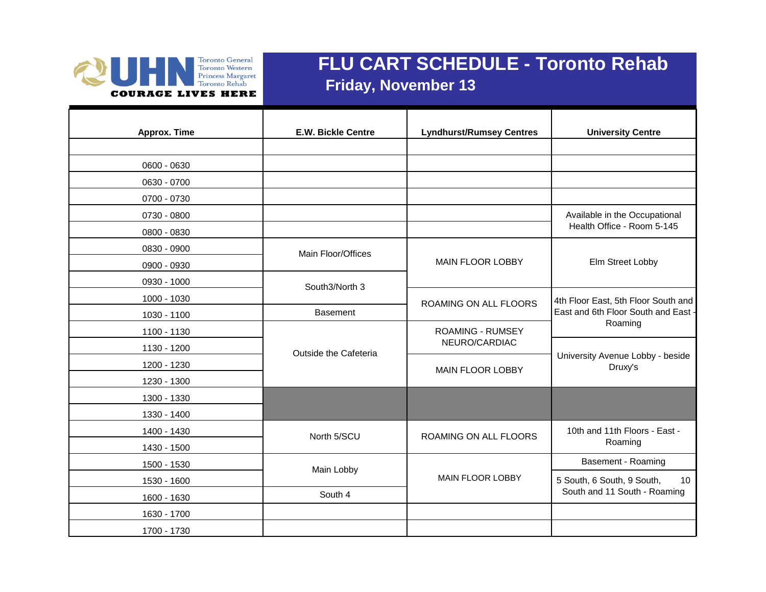# FLU CART SCHEDULE - Toronto Rehab

## Friday, November 13

| Approx. Time | E.W. Bickle Centre | Lyndhurst/Rumsey Centres | University Centre |
|---|---|---|---|
| | | | |
| 0600 - 0630 | | | |
| 0630 - 0700 | | | |
| 0700 - 0730 | | | |
| 0730 - 0800 | | | Available in the Occupational Health Office - Room 5-145 |
| 0800 - 0830 | | | |
| 0830 - 0900 | Main Floor/Offices | MAIN FLOOR LOBBY | Elm Street Lobby |
| 0900 - 0930 | | | |
| 0930 - 1000 | South3/North 3 | | |
| 1000 - 1030 | | ROAMING ON ALL FLOORS | 4th Floor East, 5th Floor South and East and 6th Floor South and East - Roaming |
| 1030 - 1100 | Basement | | |
| 1100 - 1130 | Outside the Cafeteria | ROAMING - RUMSEY NEURO/CARDIAC | |
| 1130 - 1200 | | | University Avenue Lobby - beside Druxy's |
| 1200 - 1230 | | MAIN FLOOR LOBBY | |
| 1230 - 1300 | | | |
| 1300 - 1330 | | | |
| 1330 - 1400 | | | |
| 1400 - 1430 | North 5/SCU | ROAMING ON ALL FLOORS | 10th and 11th Floors - East - Roaming |
| 1430 - 1500 | | | |
| 1500 - 1530 | Main Lobby | MAIN FLOOR LOBBY | Basement - Roaming |
| 1530 - 1600 | | | 5 South, 6 South, 9 South, 10 South and 11 South - Roaming |
| 1600 - 1630 | South 4 | | |
| 1630 - 1700 | | | |
| 1700 - 1730 | | | |